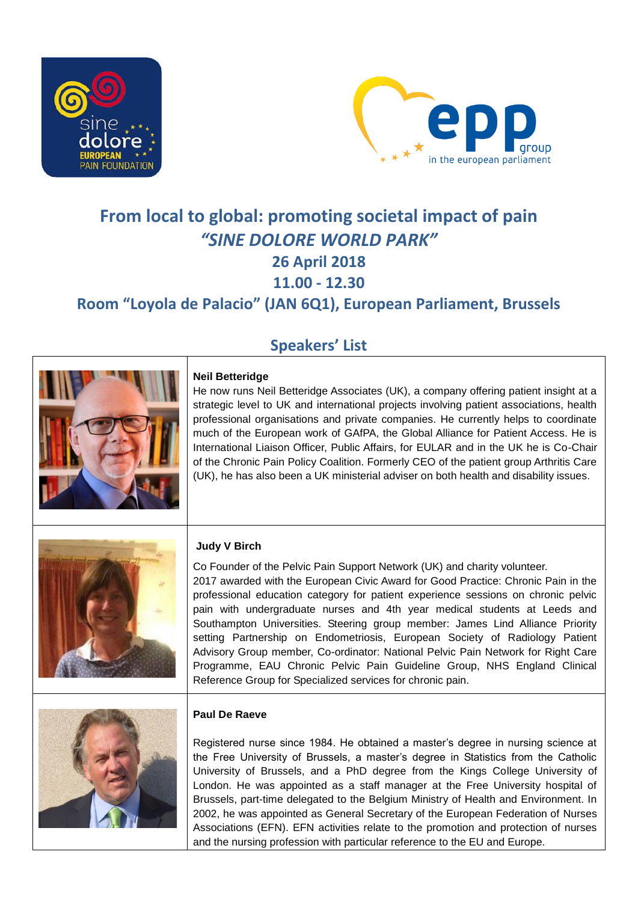# From local to global: promoting societal impact of pain

## *"SINE DOLORE WORLD PARK"*

## 26 April 2018

## 11.00 - 12.30

## Room "Loyola de Palacio" (JAN 6Q1), European Parliament, Brussels

## Speakers' List

**Neil Betteridge**

He now runs Neil Betteridge Associates (UK), a company offering patient insight at a strategic level to UK and international projects involving patient associations, health professional organisations and private companies. He currently helps to coordinate much of the European work of GAfPA, the Global Alliance for Patient Access. He is International Liaison Officer, Public Affairs, for EULAR and in the UK he is Co-Chair of the Chronic Pain Policy Coalition. Formerly CEO of the patient group Arthritis Care (UK), he has also been a UK ministerial adviser on both health and disability issues.

**Judy V Birch**

Co Founder of the Pelvic Pain Support Network (UK) and charity volunteer.
2017 awarded with the European Civic Award for Good Practice: Chronic Pain in the professional education category for patient experience sessions on chronic pelvic pain with undergraduate nurses and 4th year medical students at Leeds and Southampton Universities. Steering group member: James Lind Alliance Priority setting Partnership on Endometriosis, European Society of Radiology Patient Advisory Group member, Co-ordinator: National Pelvic Pain Network for Right Care Programme, EAU Chronic Pelvic Pain Guideline Group, NHS England Clinical Reference Group for Specialized services for chronic pain.

**Paul De Raeve**

Registered nurse since 1984. He obtained a master's degree in nursing science at the Free University of Brussels, a master's degree in Statistics from the Catholic University of Brussels, and a PhD degree from the Kings College University of London. He was appointed as a staff manager at the Free University hospital of Brussels, part-time delegated to the Belgium Ministry of Health and Environment. In 2002, he was appointed as General Secretary of the European Federation of Nurses Associations (EFN). EFN activities relate to the promotion and protection of nurses and the nursing profession with particular reference to the EU and Europe.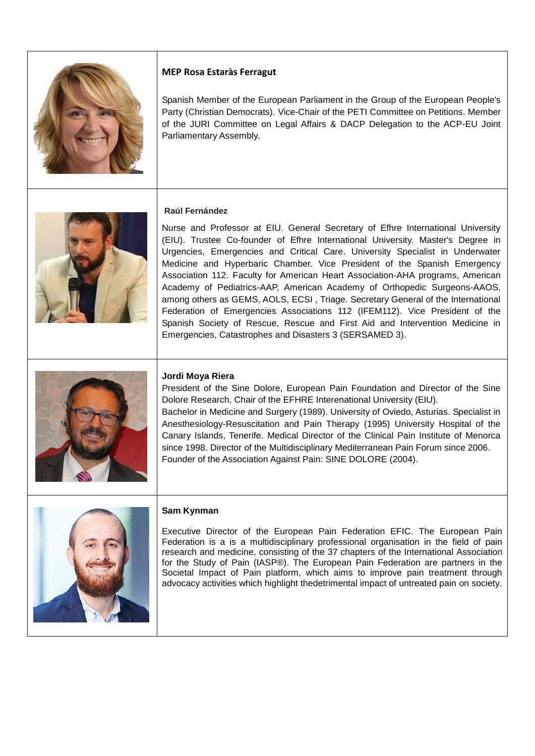**MEP Rosa Estaràs Ferragut**

Spanish Member of the European Parliament in the Group of the European People's Party (Christian Democrats). Vice-Chair of the PETI Committee on Petitions. Member of the JURI Committee on Legal Affairs & DACP Delegation to the ACP-EU Joint Parliamentary Assembly.

**Raúl Fernández**

Nurse and Professor at EIU. General Secretary of Efhre International University (EIU). Trustee Co-founder of Efhre International University. Master's Degree in Urgencies, Emergencies and Critical Care. University Specialist in Underwater Medicine and Hyperbaric Chamber. Vice President of the Spanish Emergency Association 112. Faculty for American Heart Association-AHA programs, American Academy of Pediatrics-AAP, American Academy of Orthopedic Surgeons-AAOS, among others as GEMS, AOLS, ECSI , Triage. Secretary General of the International Federation of Emergencies Associations 112 (IFEM112). Vice President of the Spanish Society of Rescue, Rescue and First Aid and Intervention Medicine in Emergencies, Catastrophes and Disasters 3 (SERSAMED 3).

**Jordi Moya Riera**

President of the Sine Dolore, European Pain Foundation and Director of the Sine Dolore Research, Chair of the EFHRE Interenational University (EIU).
Bachelor in Medicine and Surgery (1989). University of Oviedo, Asturias. Specialist in Anesthesiology-Resuscitation and Pain Therapy (1995) University Hospital of the Canary Islands, Tenerife. Medical Director of the Clinical Pain Institute of Menorca since 1998. Director of the Multidisciplinary Mediterranean Pain Forum since 2006.
Founder of the Association Against Pain: SINE DOLORE (2004).

**Sam Kynman**

Executive Director of the European Pain Federation EFIC. The European Pain Federation is a is a multidisciplinary professional organisation in the field of pain research and medicine, consisting of the 37 chapters of the International Association for the Study of Pain (IASP®). The European Pain Federation are partners in the Societal Impact of Pain platform, which aims to improve pain treatment through advocacy activities which highlight thedetrimental impact of untreated pain on society.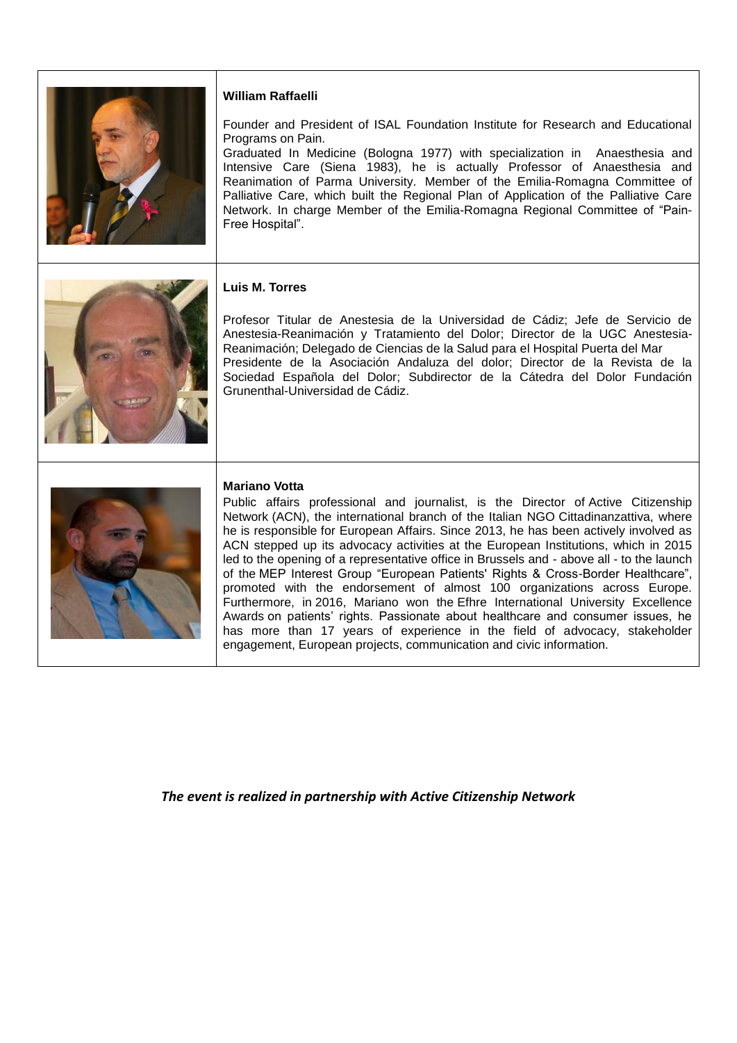**William Raffaelli**

Founder and President of ISAL Foundation Institute for Research and Educational Programs on Pain.
Graduated In Medicine (Bologna 1977) with specialization in Anaesthesia and Intensive Care (Siena 1983), he is actually Professor of Anaesthesia and Reanimation of Parma University. Member of the Emilia-Romagna Committee of Palliative Care, which built the Regional Plan of Application of the Palliative Care Network. In charge Member of the Emilia-Romagna Regional Committee of "Pain-Free Hospital".

**Luis M. Torres**

Profesor Titular de Anestesia de la Universidad de Cádiz; Jefe de Servicio de Anestesia-Reanimación y Tratamiento del Dolor; Director de la UGC Anestesia-Reanimación; Delegado de Ciencias de la Salud para el Hospital Puerta del Mar
Presidente de la Asociación Andaluza del dolor; Director de la Revista de la Sociedad Española del Dolor; Subdirector de la Cátedra del Dolor Fundación Grunenthal-Universidad de Cádiz.

**Mariano Votta**

Public affairs professional and journalist, is the Director of Active Citizenship Network (ACN), the international branch of the Italian NGO Cittadinanzattiva, where he is responsible for European Affairs. Since 2013, he has been actively involved as ACN stepped up its advocacy activities at the European Institutions, which in 2015 led to the opening of a representative office in Brussels and - above all - to the launch of the MEP Interest Group "European Patients' Rights & Cross-Border Healthcare", promoted with the endorsement of almost 100 organizations across Europe. Furthermore, in 2016, Mariano won the Efhre International University Excellence Awards on patients' rights. Passionate about healthcare and consumer issues, he has more than 17 years of experience in the field of advocacy, stakeholder engagement, European projects, communication and civic information.

***The event is realized in partnership with Active Citizenship Network***